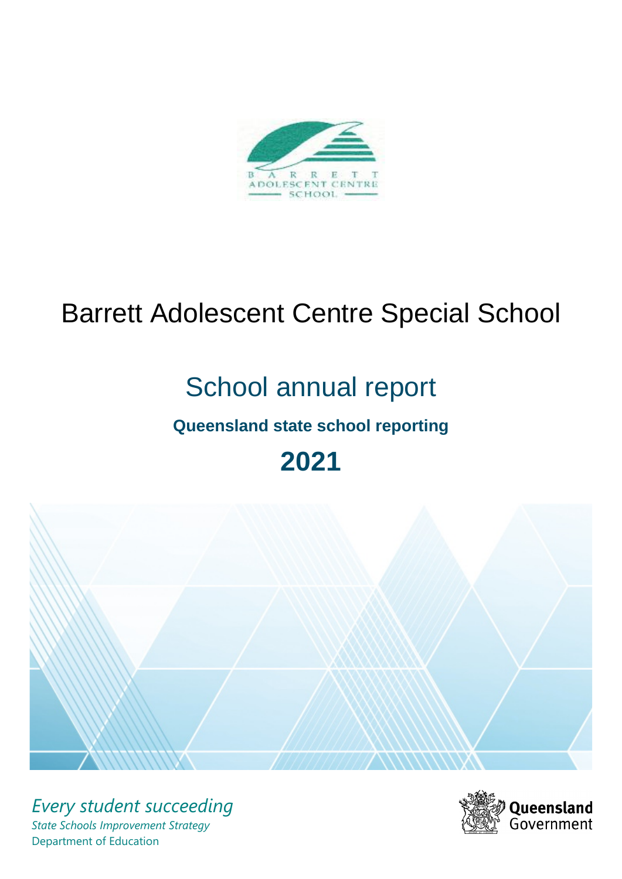# Barrett Adolescent Centre Special School

## School annual report

### Queensland state school reporting

## 2021

*Every student succeeding*

*State Schools Improvement Strategy*

Department of Education

Queensland Government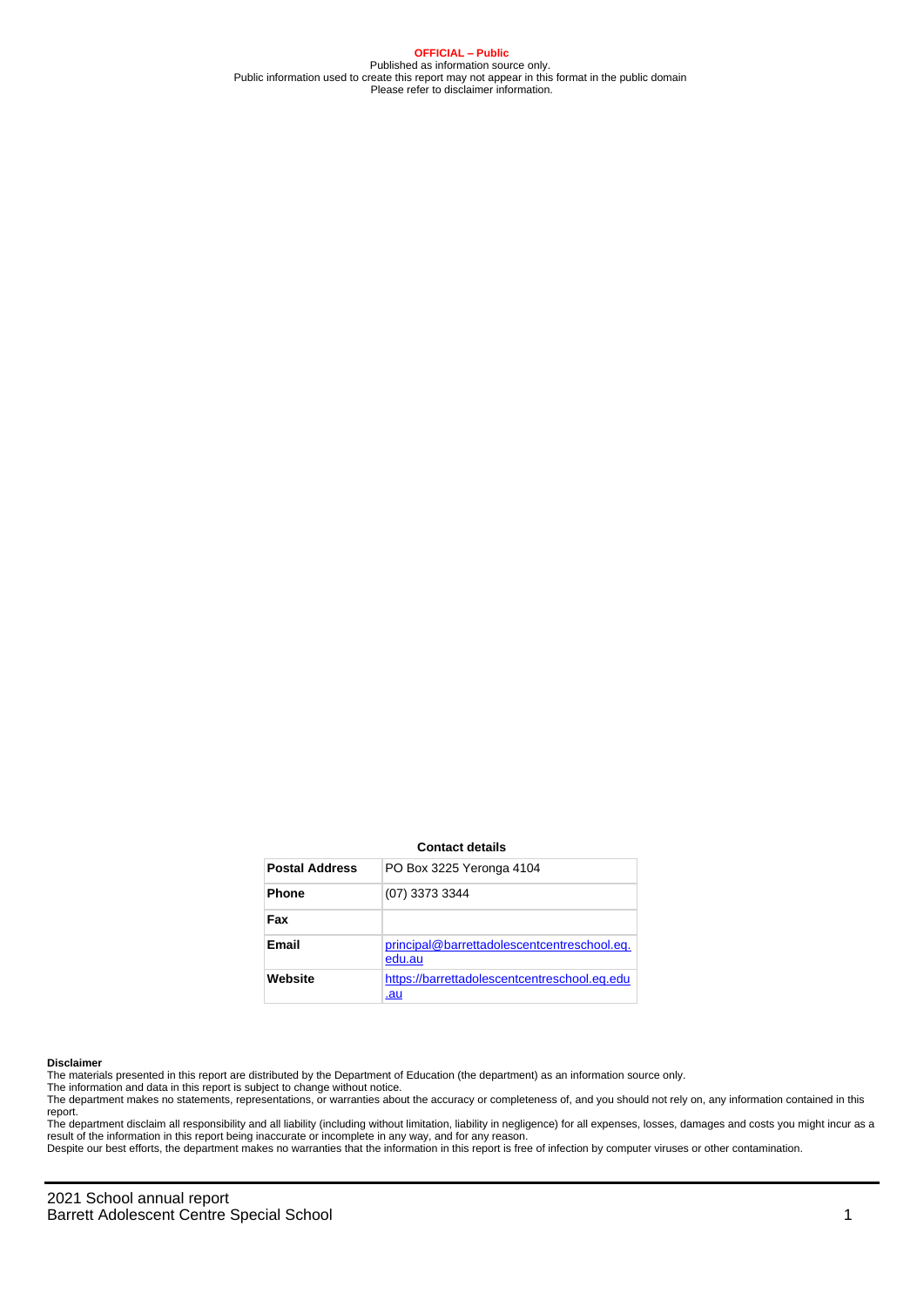**OFFICIAL – Public**
Published as information source only.
Public information used to create this report may not appear in this format in the public domain
Please refer to disclaimer information.

**Contact details**

| **Postal Address** | PO Box 3225 Yeronga 4104 |
| --- | --- |
| **Phone** | (07) 3373 3344 |
| **Fax** | |
| **Email** | principal@barrettadolescentcentreschool.eq.edu.au |
| **Website** | https://barrettadolescentcentreschool.eq.edu.au |

**Disclaimer**

The materials presented in this report are distributed by the Department of Education (the department) as an information source only.

The information and data in this report is subject to change without notice.

The department makes no statements, representations, or warranties about the accuracy or completeness of, and you should not rely on, any information contained in this report.

The department disclaim all responsibility and all liability (including without limitation, liability in negligence) for all expenses, losses, damages and costs you might incur as a result of the information in this report being inaccurate or incomplete in any way, and for any reason.

Despite our best efforts, the department makes no warranties that the information in this report is free of infection by computer viruses or other contamination.

2021 School annual report
Barrett Adolescent Centre Special School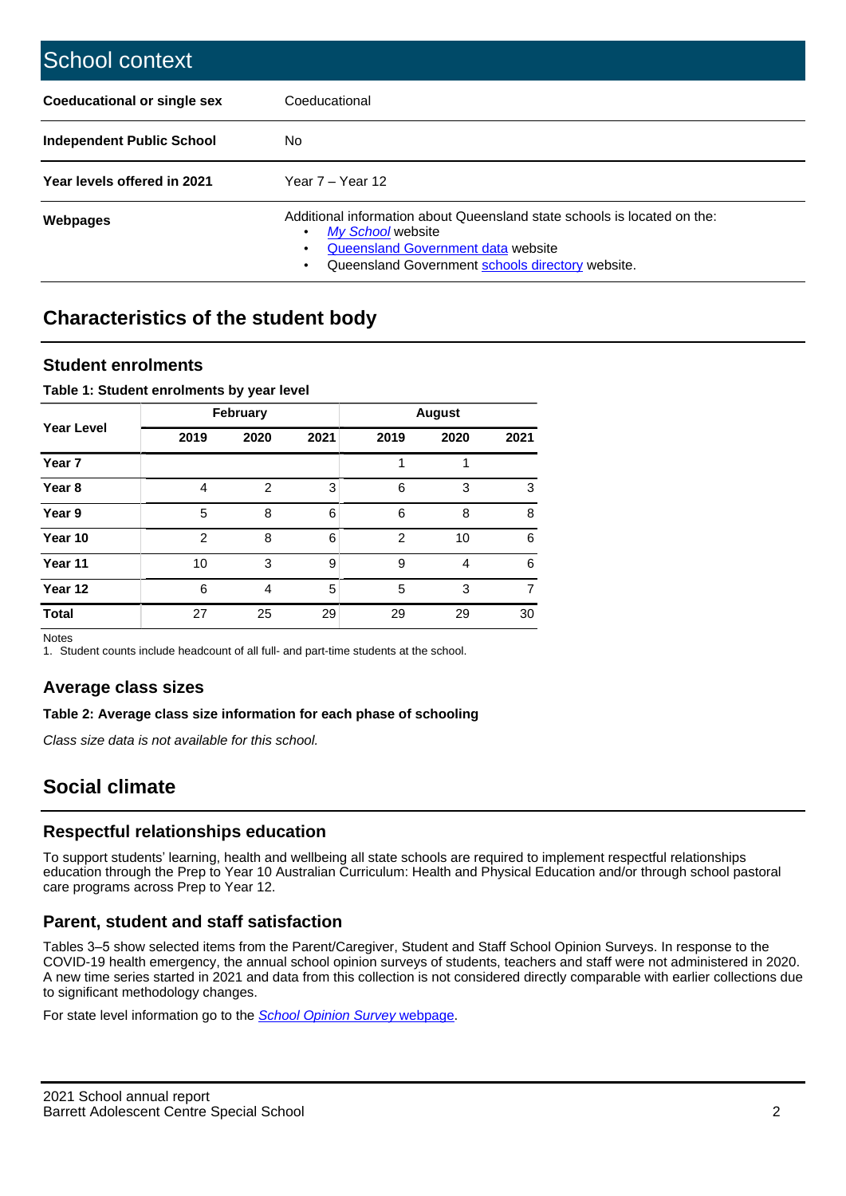# School context

| | |
|---|---|
| **Coeducational or single sex** | Coeducational |
| **Independent Public School** | No |
| **Year levels offered in 2021** | Year 7 – Year 12 |
| **Webpages** | Additional information about Queensland state schools is located on the: • *My School* website • Queensland Government data website • Queensland Government schools directory website. |

## Characteristics of the student body

### Student enrolments

**Table 1: Student enrolments by year level**

| Year Level | February | | | August | | |
|---|---|---|---|---|---|---|
| | 2019 | 2020 | 2021 | 2019 | 2020 | 2021 |
| **Year 7** | | | | 1 | 1 | |
| **Year 8** | 4 | 2 | 3 | 6 | 3 | 3 |
| **Year 9** | 5 | 8 | 6 | 6 | 8 | 8 |
| **Year 10** | 2 | 8 | 6 | 2 | 10 | 6 |
| **Year 11** | 10 | 3 | 9 | 9 | 4 | 6 |
| **Year 12** | 6 | 4 | 5 | 5 | 3 | 7 |
| **Total** | 27 | 25 | 29 | 29 | 29 | 30 |

Notes
1. Student counts include headcount of all full- and part-time students at the school.

### Average class sizes

**Table 2: Average class size information for each phase of schooling**

*Class size data is not available for this school.*

## Social climate

### Respectful relationships education

To support students' learning, health and wellbeing all state schools are required to implement respectful relationships education through the Prep to Year 10 Australian Curriculum: Health and Physical Education and/or through school pastoral care programs across Prep to Year 12.

### Parent, student and staff satisfaction

Tables 3–5 show selected items from the Parent/Caregiver, Student and Staff School Opinion Surveys. In response to the COVID-19 health emergency, the annual school opinion surveys of students, teachers and staff were not administered in 2020. A new time series started in 2021 and data from this collection is not considered directly comparable with earlier collections due to significant methodology changes.

For state level information go to the *School Opinion Survey* webpage.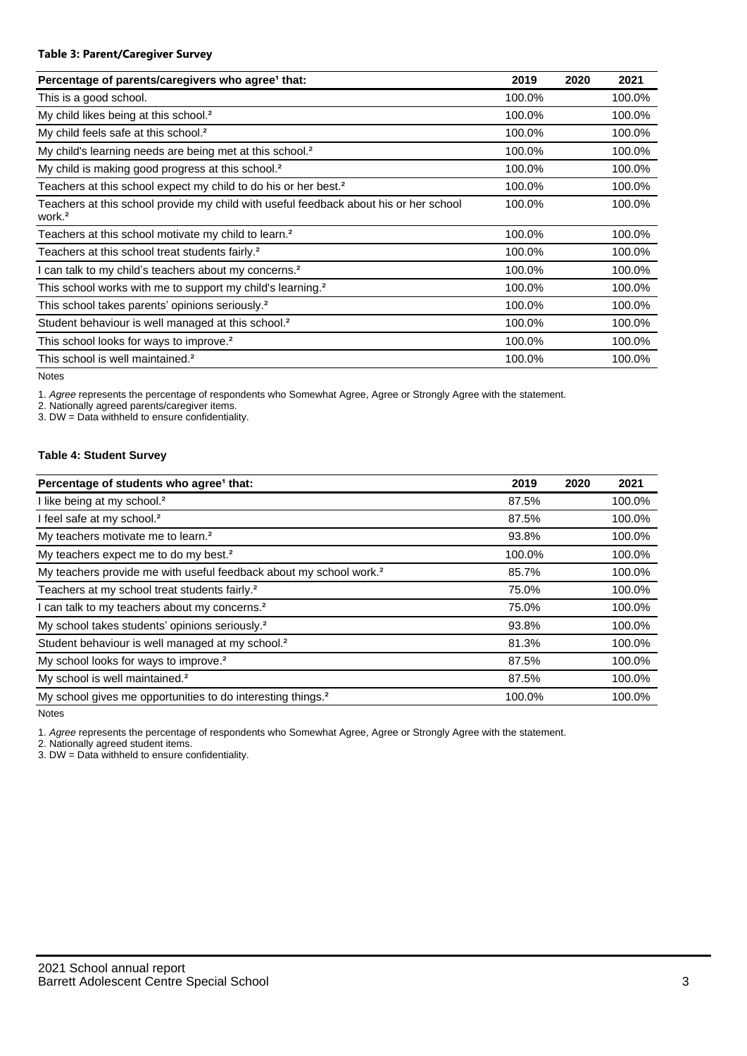**Table 3: Parent/Caregiver Survey**

| Percentage of parents/caregivers who agree[1] that: | 2019 | 2020 | 2021 |
|---|---|---|---|
| This is a good school. | 100.0% | | 100.0% |
| My child likes being at this school.[2] | 100.0% | | 100.0% |
| My child feels safe at this school.[2] | 100.0% | | 100.0% |
| My child's learning needs are being met at this school.[2] | 100.0% | | 100.0% |
| My child is making good progress at this school.[2] | 100.0% | | 100.0% |
| Teachers at this school expect my child to do his or her best.[2] | 100.0% | | 100.0% |
| Teachers at this school provide my child with useful feedback about his or her school work.[2] | 100.0% | | 100.0% |
| Teachers at this school motivate my child to learn.[2] | 100.0% | | 100.0% |
| Teachers at this school treat students fairly.[2] | 100.0% | | 100.0% |
| I can talk to my child's teachers about my concerns.[2] | 100.0% | | 100.0% |
| This school works with me to support my child's learning.[2] | 100.0% | | 100.0% |
| This school takes parents' opinions seriously.[2] | 100.0% | | 100.0% |
| Student behaviour is well managed at this school.[2] | 100.0% | | 100.0% |
| This school looks for ways to improve.[2] | 100.0% | | 100.0% |
| This school is well maintained.[2] | 100.0% | | 100.0% |

Notes

1. *Agree* represents the percentage of respondents who Somewhat Agree, Agree or Strongly Agree with the statement.
2. Nationally agreed parents/caregiver items.
3. DW = Data withheld to ensure confidentiality.

**Table 4: Student Survey**

| Percentage of students who agree[1] that: | 2019 | 2020 | 2021 |
|---|---|---|---|
| I like being at my school.[2] | 87.5% | | 100.0% |
| I feel safe at my school.[2] | 87.5% | | 100.0% |
| My teachers motivate me to learn.[2] | 93.8% | | 100.0% |
| My teachers expect me to do my best.[2] | 100.0% | | 100.0% |
| My teachers provide me with useful feedback about my school work.[2] | 85.7% | | 100.0% |
| Teachers at my school treat students fairly.[2] | 75.0% | | 100.0% |
| I can talk to my teachers about my concerns.[2] | 75.0% | | 100.0% |
| My school takes students' opinions seriously.[2] | 93.8% | | 100.0% |
| Student behaviour is well managed at my school.[2] | 81.3% | | 100.0% |
| My school looks for ways to improve.[2] | 87.5% | | 100.0% |
| My school is well maintained.[2] | 87.5% | | 100.0% |
| My school gives me opportunities to do interesting things.[2] | 100.0% | | 100.0% |

Notes

1. *Agree* represents the percentage of respondents who Somewhat Agree, Agree or Strongly Agree with the statement.
2. Nationally agreed student items.
3. DW = Data withheld to ensure confidentiality.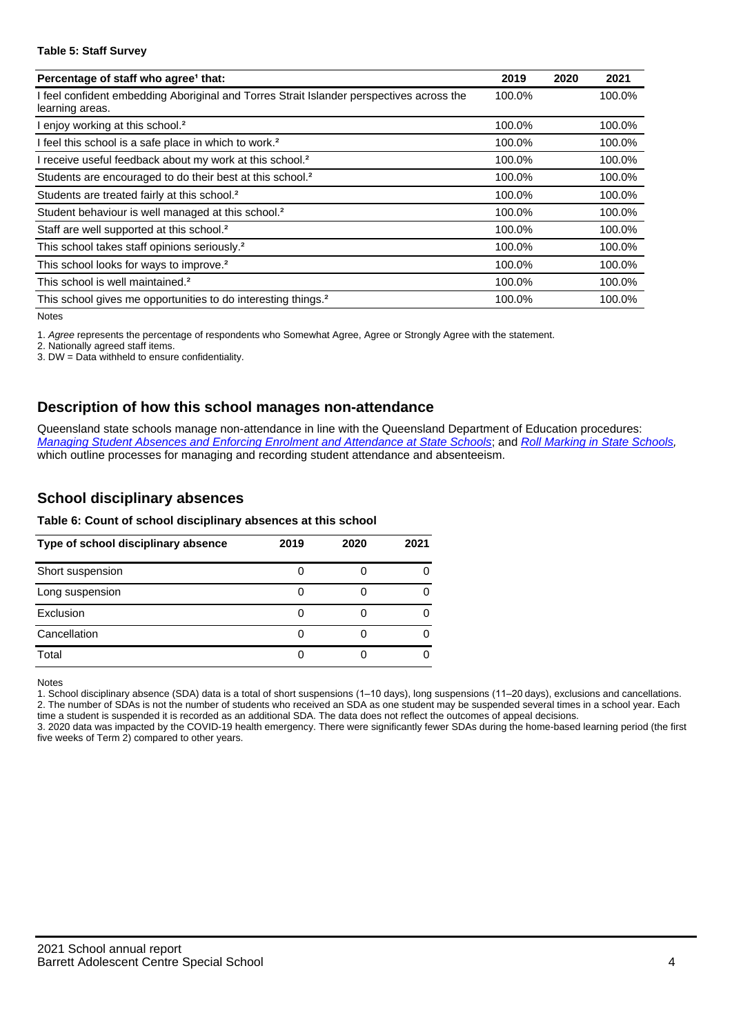**Table 5: Staff Survey**

| Percentage of staff who agree[1] that: | 2019 | 2020 | 2021 |
|---|---|---|---|
| I feel confident embedding Aboriginal and Torres Strait Islander perspectives across the learning areas. | 100.0% | | 100.0% |
| I enjoy working at this school.[2] | 100.0% | | 100.0% |
| I feel this school is a safe place in which to work.[2] | 100.0% | | 100.0% |
| I receive useful feedback about my work at this school.[2] | 100.0% | | 100.0% |
| Students are encouraged to do their best at this school.[2] | 100.0% | | 100.0% |
| Students are treated fairly at this school.[2] | 100.0% | | 100.0% |
| Student behaviour is well managed at this school.[2] | 100.0% | | 100.0% |
| Staff are well supported at this school.[2] | 100.0% | | 100.0% |
| This school takes staff opinions seriously.[2] | 100.0% | | 100.0% |
| This school looks for ways to improve.[2] | 100.0% | | 100.0% |
| This school is well maintained.[2] | 100.0% | | 100.0% |
| This school gives me opportunities to do interesting things.[2] | 100.0% | | 100.0% |

Notes

1. *Agree* represents the percentage of respondents who Somewhat Agree, Agree or Strongly Agree with the statement.
2. Nationally agreed staff items.
3. DW = Data withheld to ensure confidentiality.

## Description of how this school manages non-attendance

Queensland state schools manage non-attendance in line with the Queensland Department of Education procedures: *Managing Student Absences and Enforcing Enrolment and Attendance at State Schools*; and *Roll Marking in State Schools*, which outline processes for managing and recording student attendance and absenteeism.

## School disciplinary absences

**Table 6: Count of school disciplinary absences at this school**

| Type of school disciplinary absence | 2019 | 2020 | 2021 |
|---|---|---|---|
| Short suspension | 0 | 0 | 0 |
| Long suspension | 0 | 0 | 0 |
| Exclusion | 0 | 0 | 0 |
| Cancellation | 0 | 0 | 0 |
| Total | 0 | 0 | 0 |

Notes

1. School disciplinary absence (SDA) data is a total of short suspensions (1–10 days), long suspensions (11–20 days), exclusions and cancellations.
2. The number of SDAs is not the number of students who received an SDA as one student may be suspended several times in a school year. Each time a student is suspended it is recorded as an additional SDA. The data does not reflect the outcomes of appeal decisions.
3. 2020 data was impacted by the COVID-19 health emergency. There were significantly fewer SDAs during the home-based learning period (the first five weeks of Term 2) compared to other years.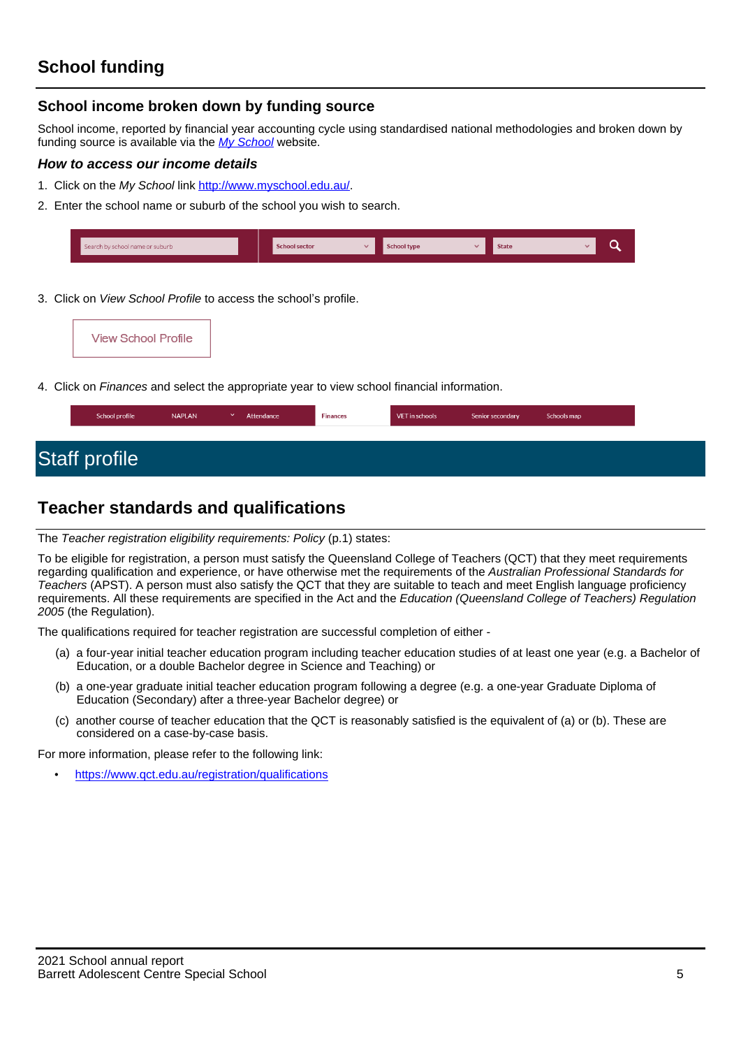# School funding

## School income broken down by funding source

School income, reported by financial year accounting cycle using standardised national methodologies and broken down by funding source is available via the *[My School](http://www.myschool.edu.au/)* website.

### *How to access our income details*

1. Click on the *My School* link http://www.myschool.edu.au/.
2. Enter the school name or suburb of the school you wish to search.

Search by school name or suburb | School sector | School type | State

3. Click on *View School Profile* to access the school's profile.

View School Profile

4. Click on *Finances* and select the appropriate year to view school financial information.

School profile | NAPLAN | Attendance | Finances | VET in schools | Senior secondary | Schools map

# Staff profile

## Teacher standards and qualifications

The *Teacher registration eligibility requirements: Policy* (p.1) states:

To be eligible for registration, a person must satisfy the Queensland College of Teachers (QCT) that they meet requirements regarding qualification and experience, or have otherwise met the requirements of the *Australian Professional Standards for Teachers* (APST). A person must also satisfy the QCT that they are suitable to teach and meet English language proficiency requirements. All these requirements are specified in the Act and the *Education (Queensland College of Teachers) Regulation 2005* (the Regulation).

The qualifications required for teacher registration are successful completion of either -

(a) a four-year initial teacher education program including teacher education studies of at least one year (e.g. a Bachelor of Education, or a double Bachelor degree in Science and Teaching) or

(b) a one-year graduate initial teacher education program following a degree (e.g. a one-year Graduate Diploma of Education (Secondary) after a three-year Bachelor degree) or

(c) another course of teacher education that the QCT is reasonably satisfied is the equivalent of (a) or (b). These are considered on a case-by-case basis.

For more information, please refer to the following link:

- https://www.qct.edu.au/registration/qualifications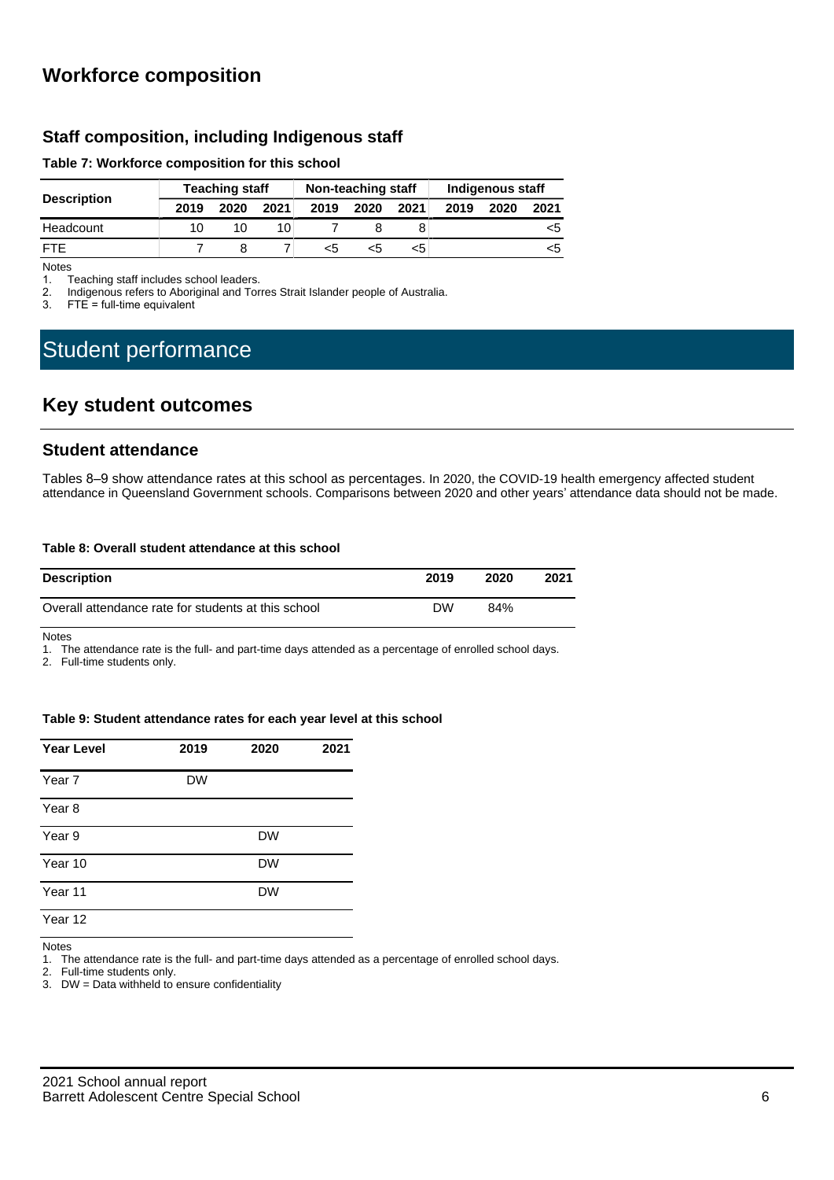## Workforce composition

### Staff composition, including Indigenous staff

**Table 7: Workforce composition for this school**

| Description | Teaching staff | | | Non-teaching staff | | | Indigenous staff | | |
|---|---|---|---|---|---|---|---|---|---|
| | 2019 | 2020 | 2021 | 2019 | 2020 | 2021 | 2019 | 2020 | 2021 |
| Headcount | 10 | 10 | 10 | 7 | 8 | 8 | | | <5 |
| FTE | 7 | 8 | 7 | <5 | <5 | <5 | | | <5 |

Notes
1. Teaching staff includes school leaders.
2. Indigenous refers to Aboriginal and Torres Strait Islander people of Australia.
3. FTE = full-time equivalent

# Student performance

## Key student outcomes

### Student attendance

Tables 8–9 show attendance rates at this school as percentages. In 2020, the COVID-19 health emergency affected student attendance in Queensland Government schools. Comparisons between 2020 and other years' attendance data should not be made.

**Table 8: Overall student attendance at this school**

| Description | 2019 | 2020 | 2021 |
|---|---|---|---|
| Overall attendance rate for students at this school | DW | 84% | |

Notes
1. The attendance rate is the full- and part-time days attended as a percentage of enrolled school days.
2. Full-time students only.

**Table 9: Student attendance rates for each year level at this school**

| Year Level | 2019 | 2020 | 2021 |
|---|---|---|---|
| Year 7 | DW | | |
| Year 8 | | | |
| Year 9 | | DW | |
| Year 10 | | DW | |
| Year 11 | | DW | |
| Year 12 | | | |

Notes
1. The attendance rate is the full- and part-time days attended as a percentage of enrolled school days.
2. Full-time students only.
3. DW = Data withheld to ensure confidentiality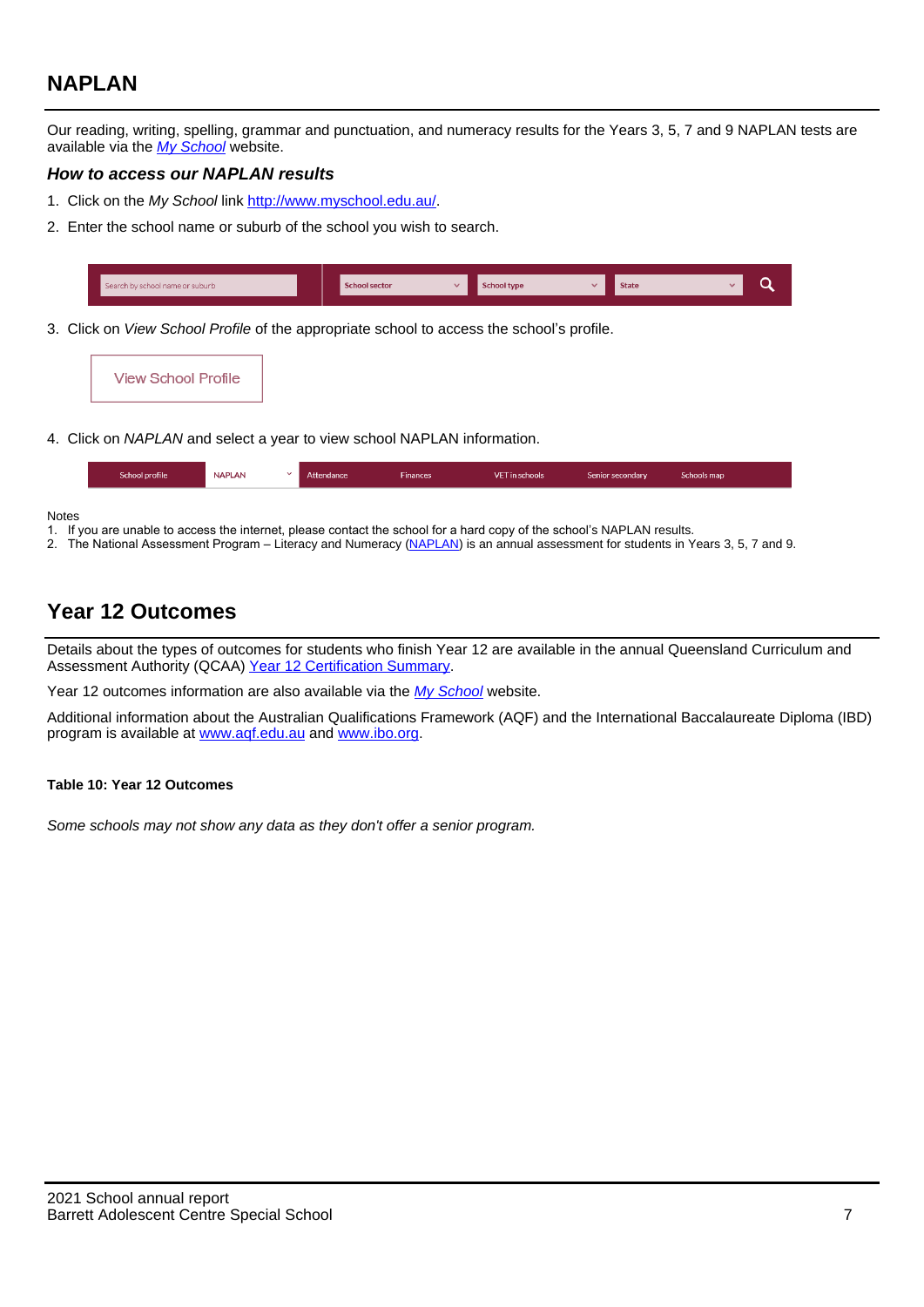## NAPLAN

Our reading, writing, spelling, grammar and punctuation, and numeracy results for the Years 3, 5, 7 and 9 NAPLAN tests are available via the *My School* website.

### *How to access our NAPLAN results*

1. Click on the *My School* link http://www.myschool.edu.au/.
2. Enter the school name or suburb of the school you wish to search.

3. Click on *View School Profile* of the appropriate school to access the school's profile.

4. Click on *NAPLAN* and select a year to view school NAPLAN information.

Notes
1. If you are unable to access the internet, please contact the school for a hard copy of the school's NAPLAN results.
2. The National Assessment Program – Literacy and Numeracy (NAPLAN) is an annual assessment for students in Years 3, 5, 7 and 9.

## Year 12 Outcomes

Details about the types of outcomes for students who finish Year 12 are available in the annual Queensland Curriculum and Assessment Authority (QCAA) Year 12 Certification Summary.

Year 12 outcomes information are also available via the *My School* website.

Additional information about the Australian Qualifications Framework (AQF) and the International Baccalaureate Diploma (IBD) program is available at www.aqf.edu.au and www.ibo.org.

**Table 10: Year 12 Outcomes**

*Some schools may not show any data as they don't offer a senior program.*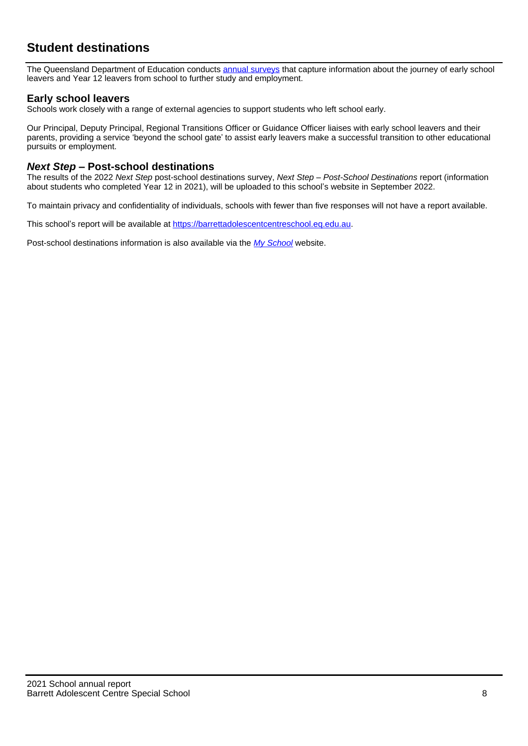## Student destinations

The Queensland Department of Education conducts [annual surveys](https://qed.qld.gov.au/publications/reports/statistics/schooling/learning-outcomes/next-step) that capture information about the journey of early school leavers and Year 12 leavers from school to further study and employment.

### Early school leavers

Schools work closely with a range of external agencies to support students who left school early.

Our Principal, Deputy Principal, Regional Transitions Officer or Guidance Officer liaises with early school leavers and their parents, providing a service 'beyond the school gate' to assist early leavers make a successful transition to other educational pursuits or employment.

### *Next Step* – Post-school destinations

The results of the 2022 *Next Step* post-school destinations survey, *Next Step – Post-School Destinations* report (information about students who completed Year 12 in 2021), will be uploaded to this school's website in September 2022.

To maintain privacy and confidentiality of individuals, schools with fewer than five responses will not have a report available.

This school's report will be available at [https://barrettadolescentcentreschool.eq.edu.au](https://barrettadolescentcentreschool.eq.edu.au).

Post-school destinations information is also available via the *[My School](https://www.myschool.edu.au/)* website.